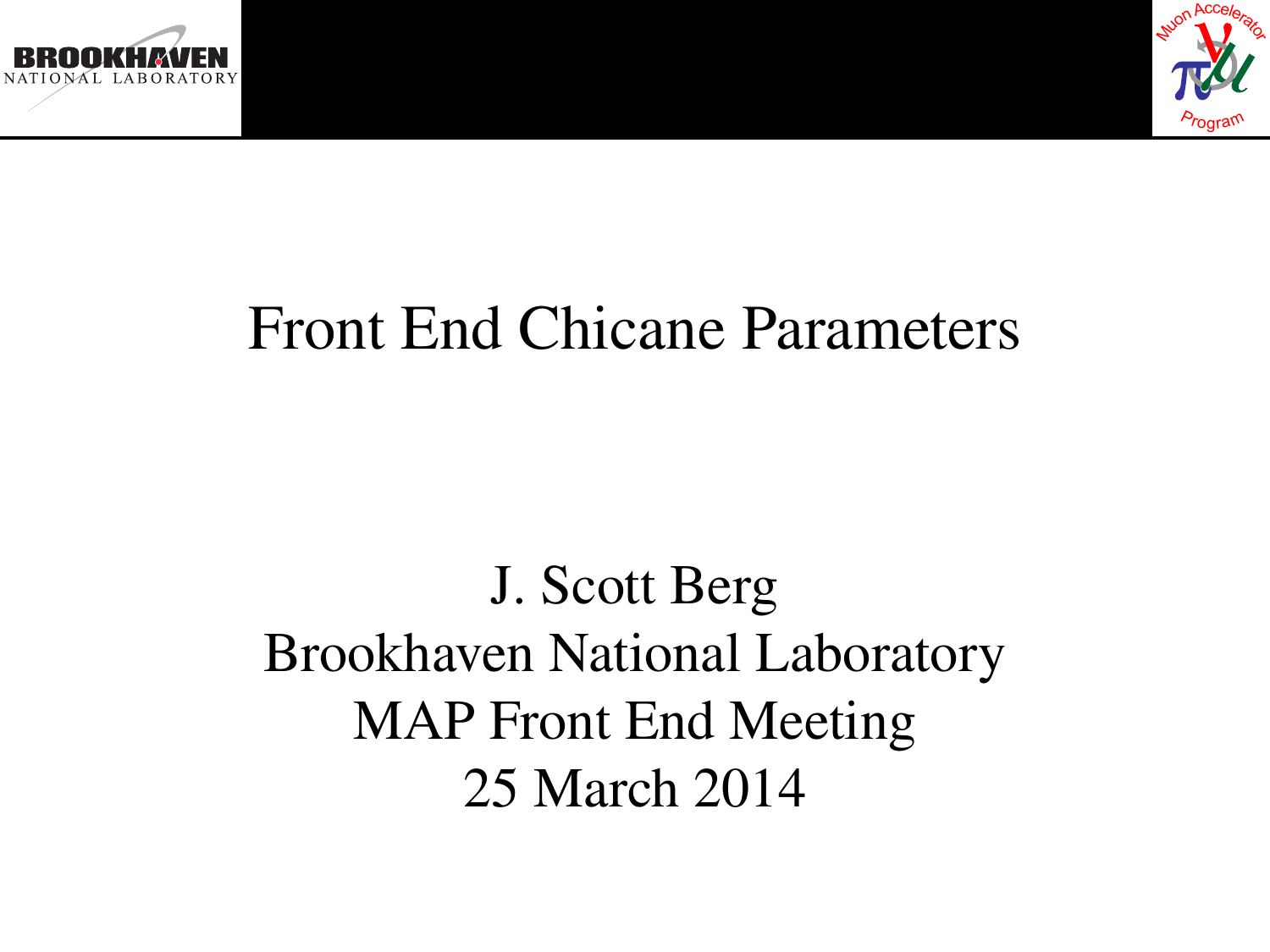# Front End Chicane Parameters

J. Scott Berg
Brookhaven National Laboratory
MAP Front End Meeting
25 March 2014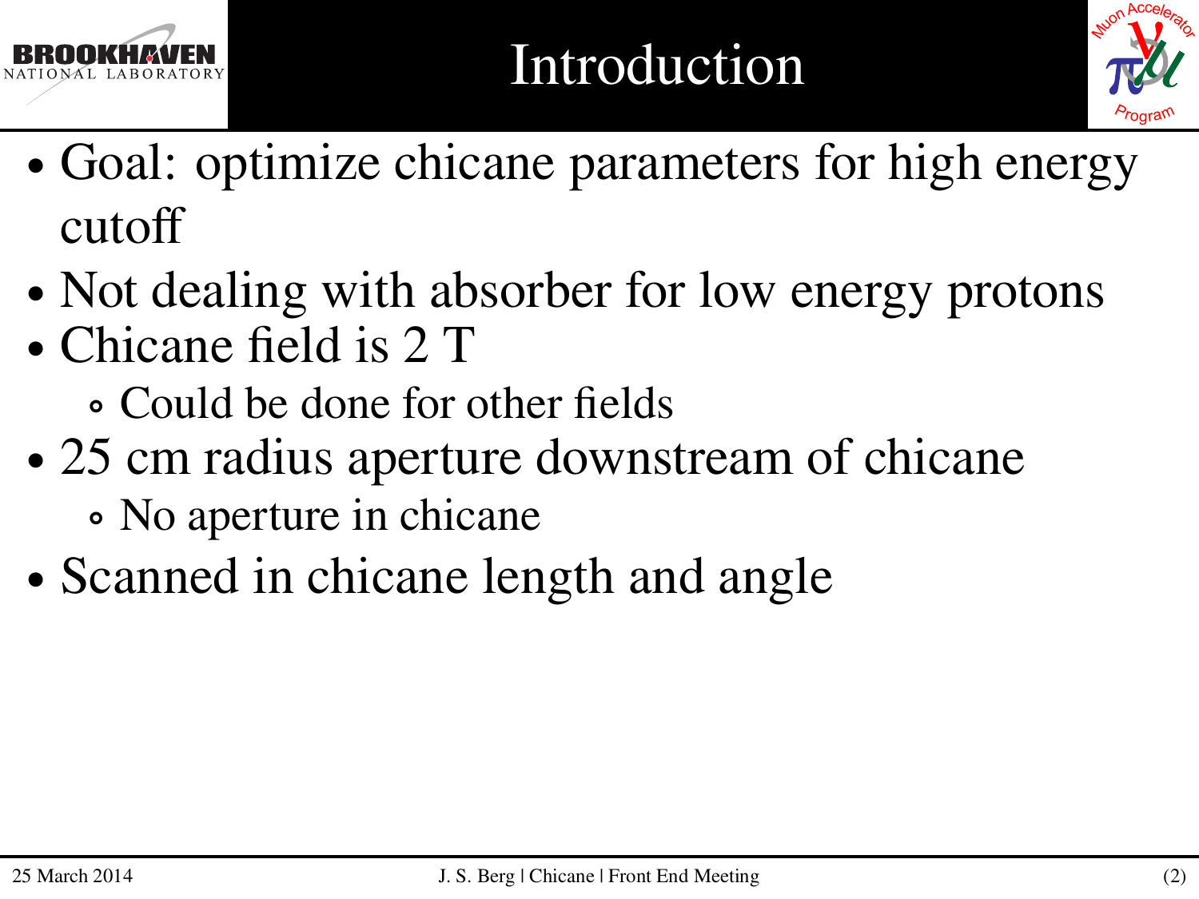# Introduction

- Goal: optimize chicane parameters for high energy cutoff
- Not dealing with absorber for low energy protons
- Chicane field is 2 T
  - Could be done for other fields
- 25 cm radius aperture downstream of chicane
  - No aperture in chicane
- Scanned in chicane length and angle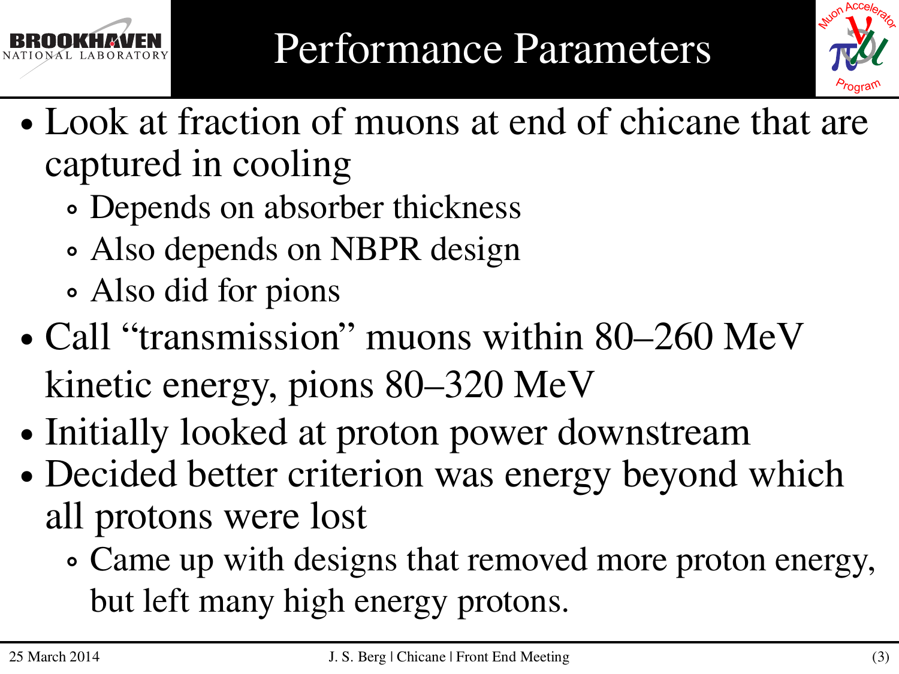# Performance Parameters

- Look at fraction of muons at end of chicane that are captured in cooling
  - Depends on absorber thickness
  - Also depends on NBPR design
  - Also did for pions
- Call "transmission" muons within 80–260 MeV kinetic energy, pions 80–320 MeV
- Initially looked at proton power downstream
- Decided better criterion was energy beyond which all protons were lost
  - Came up with designs that removed more proton energy, but left many high energy protons.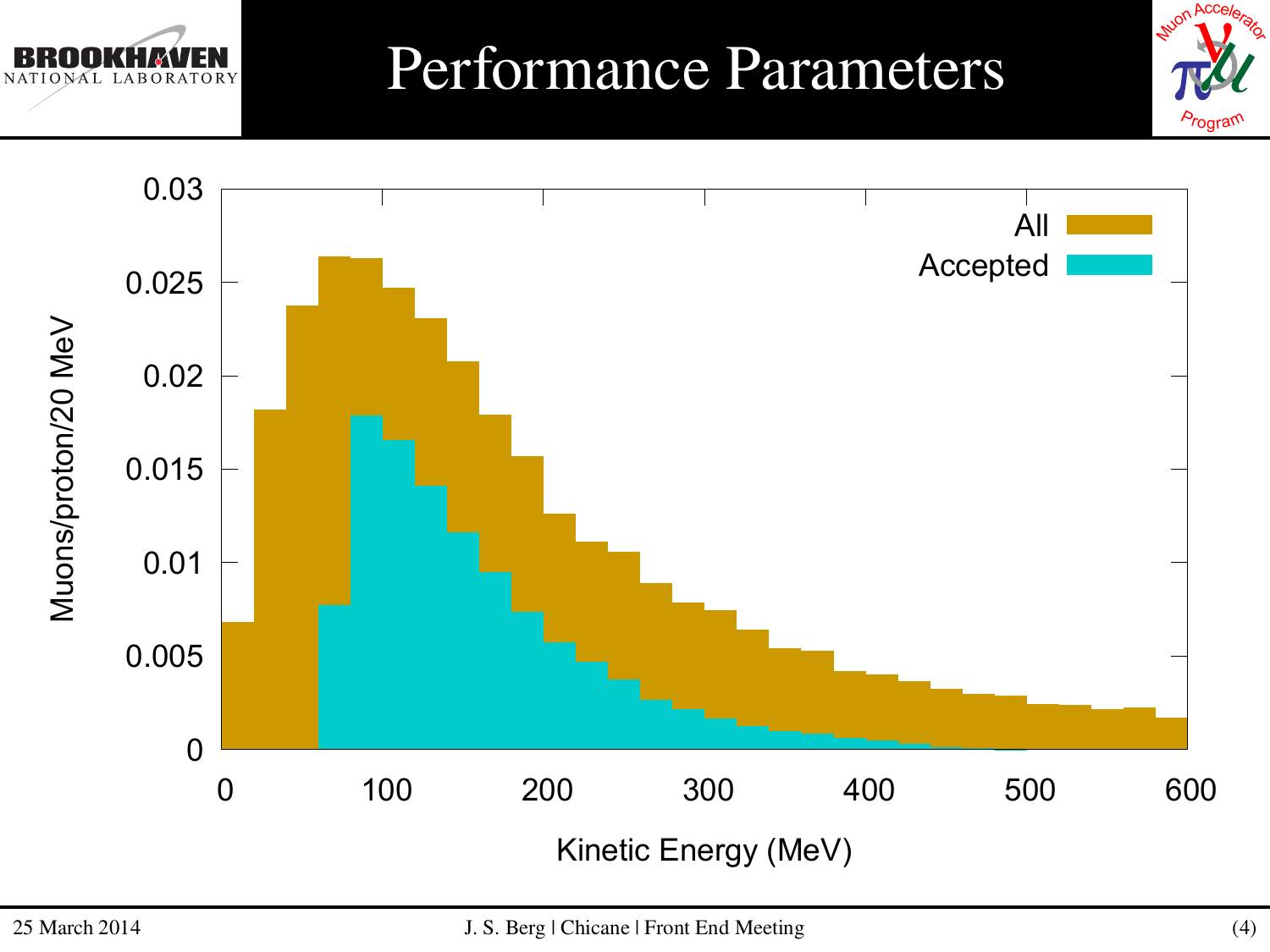# Performance Parameters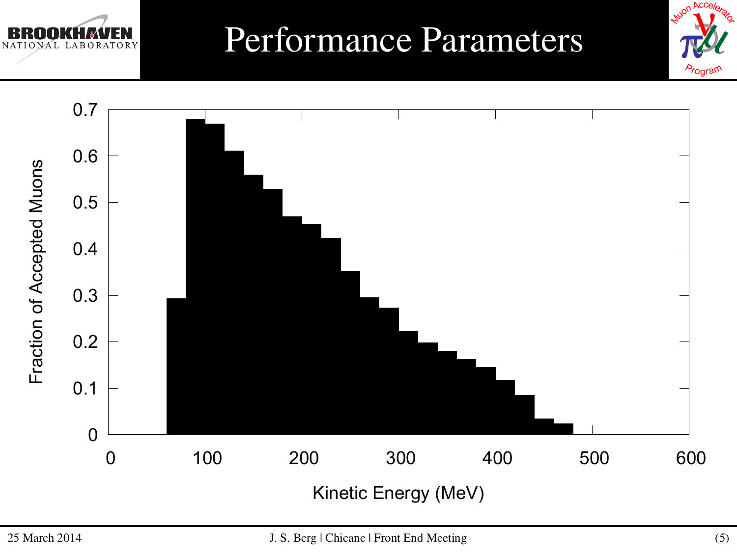# Performance Parameters

| Kinetic Energy (MeV) | Fraction of Accepted Muons |
|---|---|
| 60–80 | 0.29 |
| 80–100 | 0.68 |
| 100–120 | 0.67 |
| 120–140 | 0.61 |
| 140–160 | 0.56 |
| 160–180 | 0.53 |
| 180–200 | 0.47 |
| 200–220 | 0.45 |
| 220–240 | 0.42 |
| 240–260 | 0.35 |
| 260–280 | 0.30 |
| 280–300 | 0.27 |
| 300–320 | 0.22 |
| 320–340 | 0.20 |
| 340–360 | 0.18 |
| 360–380 | 0.16 |
| 380–400 | 0.14 |
| 400–420 | 0.12 |
| 420–440 | 0.09 |
| 440–460 | 0.03 |
| 460–480 | 0.02 |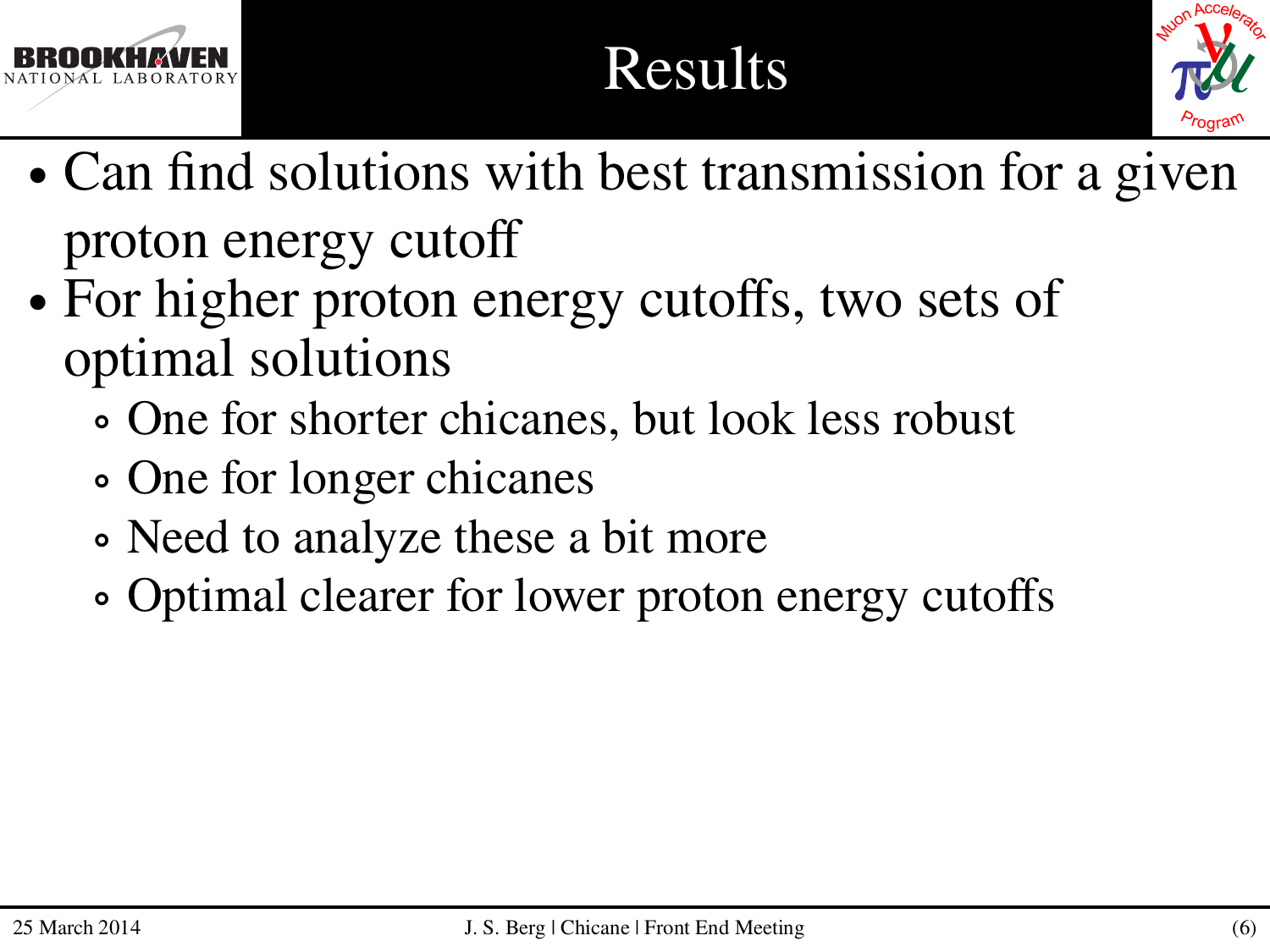# Results

- Can find solutions with best transmission for a given proton energy cutoff
- For higher proton energy cutoffs, two sets of optimal solutions
  - One for shorter chicanes, but look less robust
  - One for longer chicanes
  - Need to analyze these a bit more
  - Optimal clearer for lower proton energy cutoffs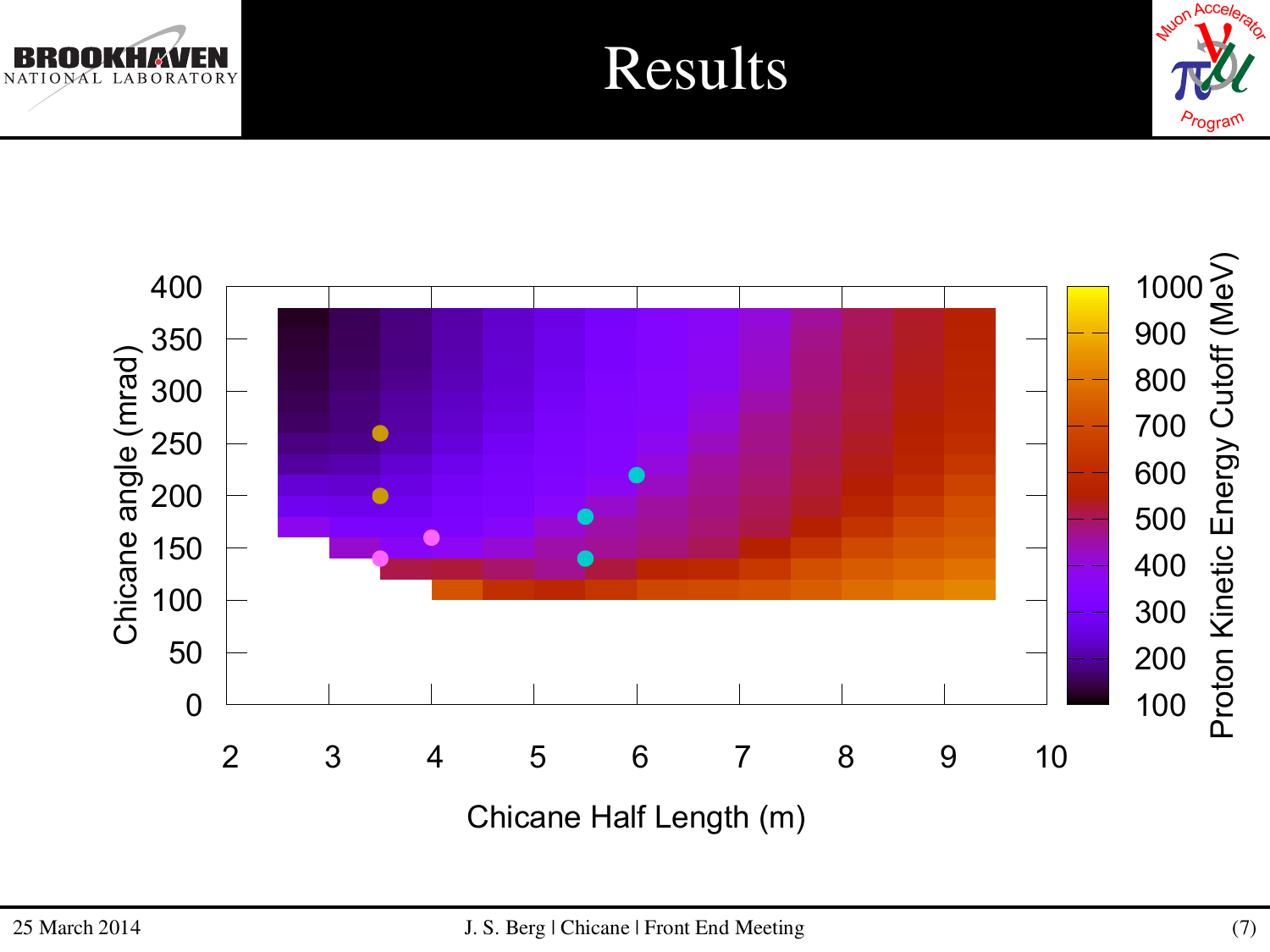# Results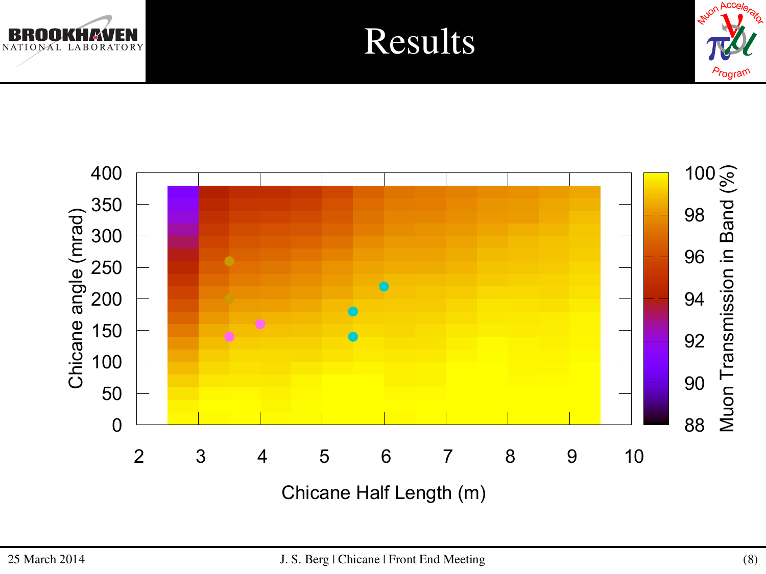# Results

Chicane angle (mrad)

Chicane Half Length (m)

Muon Transmission in Band (%)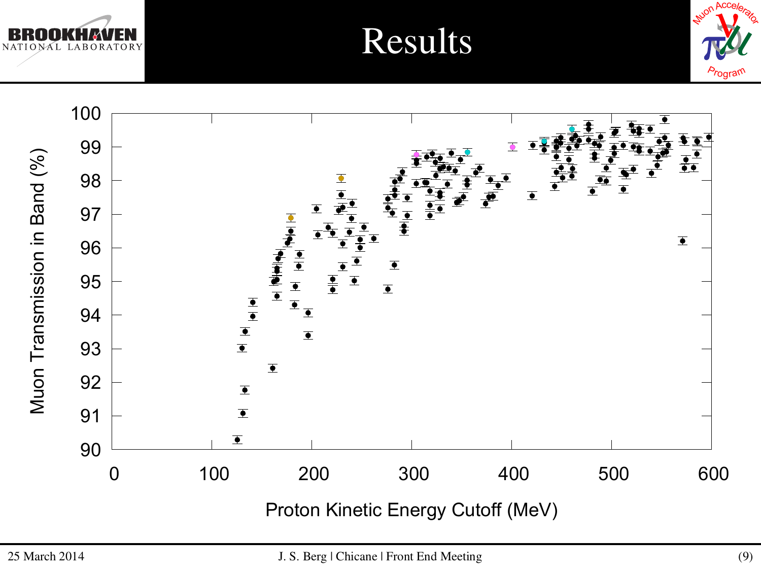# Results

Muon Transmission in Band (%)

Proton Kinetic Energy Cutoff (MeV)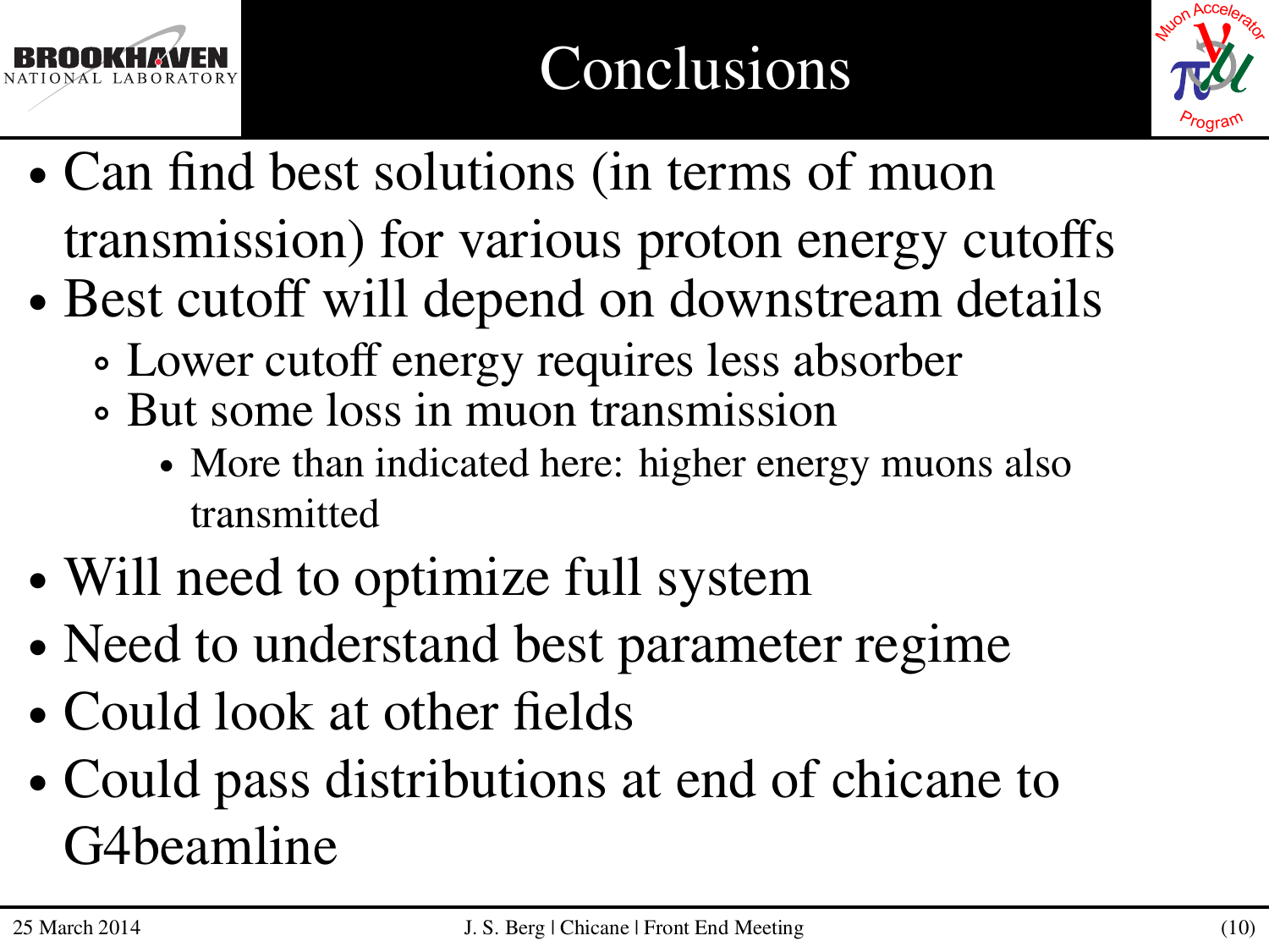# Conclusions

- Can find best solutions (in terms of muon transmission) for various proton energy cutoffs
- Best cutoff will depend on downstream details
  - Lower cutoff energy requires less absorber
  - But some loss in muon transmission
    - More than indicated here: higher energy muons also transmitted
- Will need to optimize full system
- Need to understand best parameter regime
- Could look at other fields
- Could pass distributions at end of chicane to G4beamline